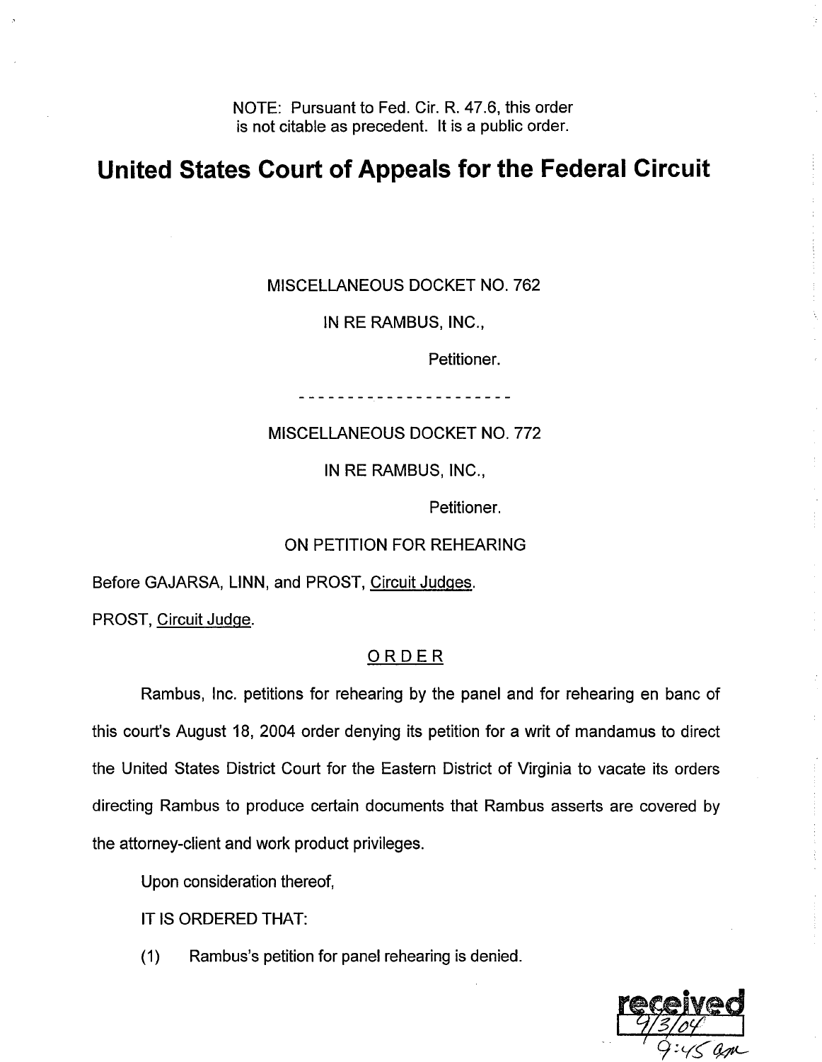NOTE: Pursuant to Fed. Cir. R. 47.6, this order is not citable as precedent. It is a public order.

# United States Court of Appeals for the Federal Circuit

MISCELLANEOUS DOCKET NO. 762

IN RE RAMBUS, INC.,

Petitioner.

----------------------

MISCELLANEOUS DOCKET NO. 772

IN RE RAMBUS, INC.,

Petitioner.

ON PETITION FOR REHEARING

Before GAJARSA, LINN, and PROST, Circuit Judges.

PROST, Circuit Judge.

## ORDER

Rambus, Inc. petitions for rehearing by the panel and for rehearing en banc of this court's August 18, 2004 order denying its petition for a writ of mandamus to direct the United States District Court for the Eastern District of Virginia to vacate its orders directing Rambus to produce certain documents that Rambus asserts are covered by the attorney-client and work product privileges.

Upon consideration thereof,

IT IS ORDERED THAT:

(1) Rambus's petition for panel rehearing is denied.

received 9/3/04 9:45 am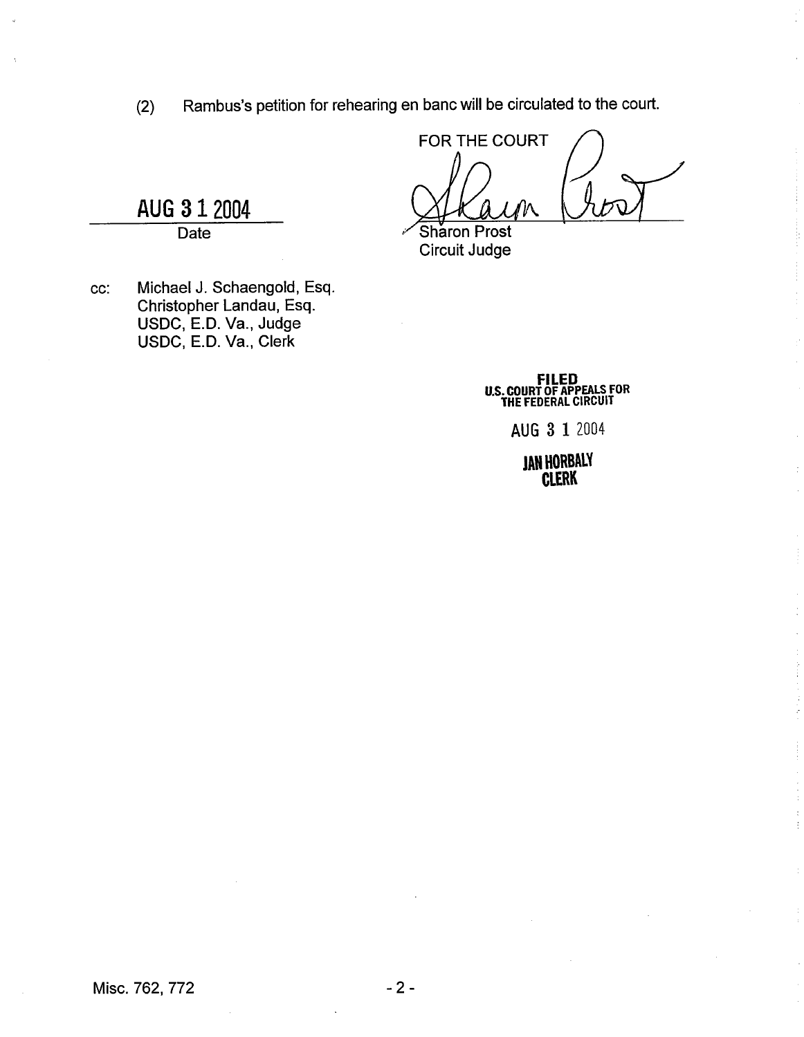(2) Rambus's petition for rehearing en banc will be circulated to the court.

FOR THE COURT

Sharon Prost
Circuit Judge

AUG 31 2004
Date

cc: Michael J. Schaengold, Esq.
Christopher Landau, Esq.
USDC, E.D. Va., Judge
USDC, E.D. Va., Clerk

FILED
U.S. COURT OF APPEALS FOR THE FEDERAL CIRCUIT
AUG 31 2004
JAN HORBALY
CLERK

Misc. 762, 772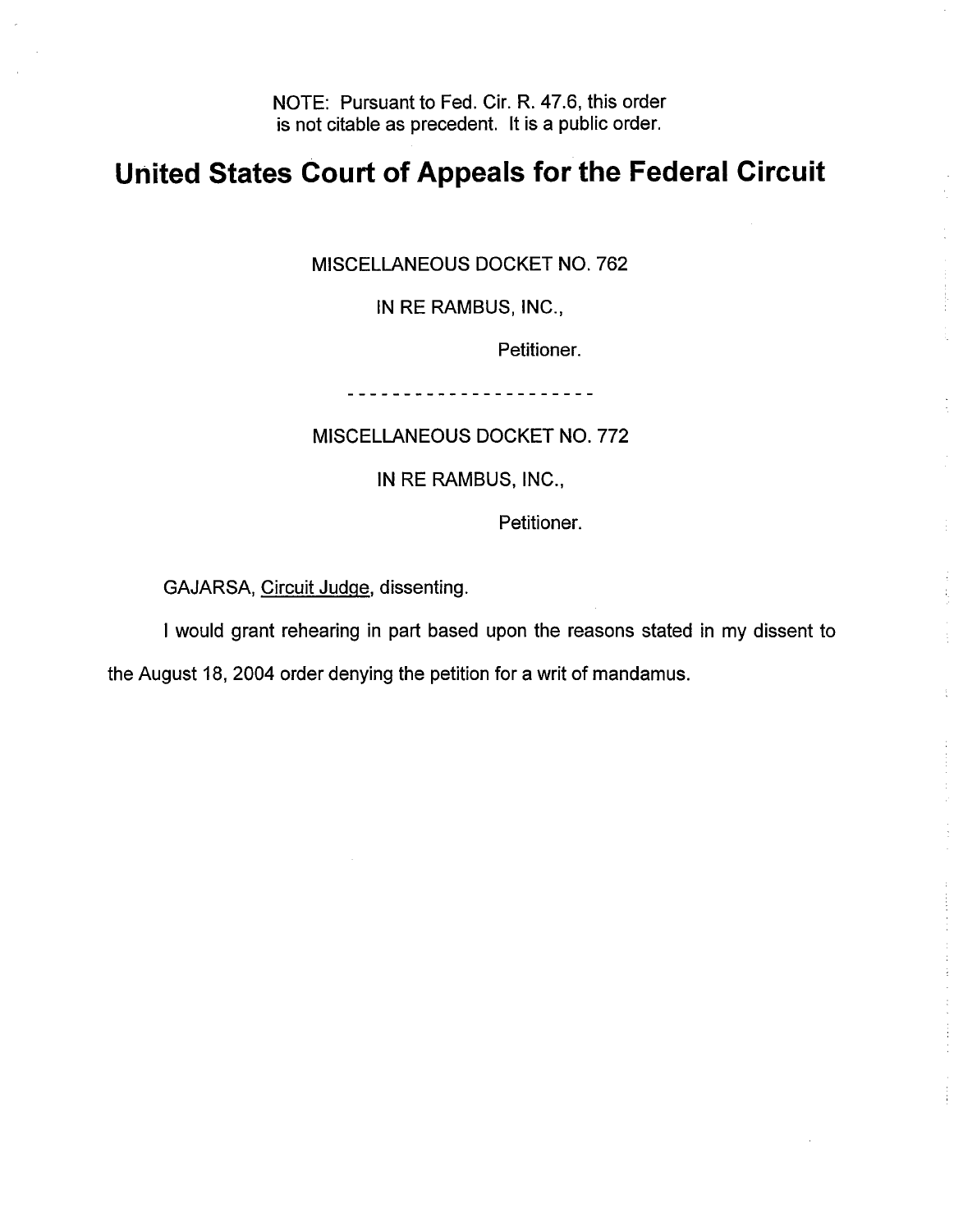NOTE: Pursuant to Fed. Cir. R. 47.6, this order is not citable as precedent. It is a public order.

# United States Court of Appeals for the Federal Circuit

MISCELLANEOUS DOCKET NO. 762

IN RE RAMBUS, INC.,

Petitioner.

----------------------

MISCELLANEOUS DOCKET NO. 772

IN RE RAMBUS, INC.,

Petitioner.

GAJARSA, Circuit Judge, dissenting.

I would grant rehearing in part based upon the reasons stated in my dissent to the August 18, 2004 order denying the petition for a writ of mandamus.